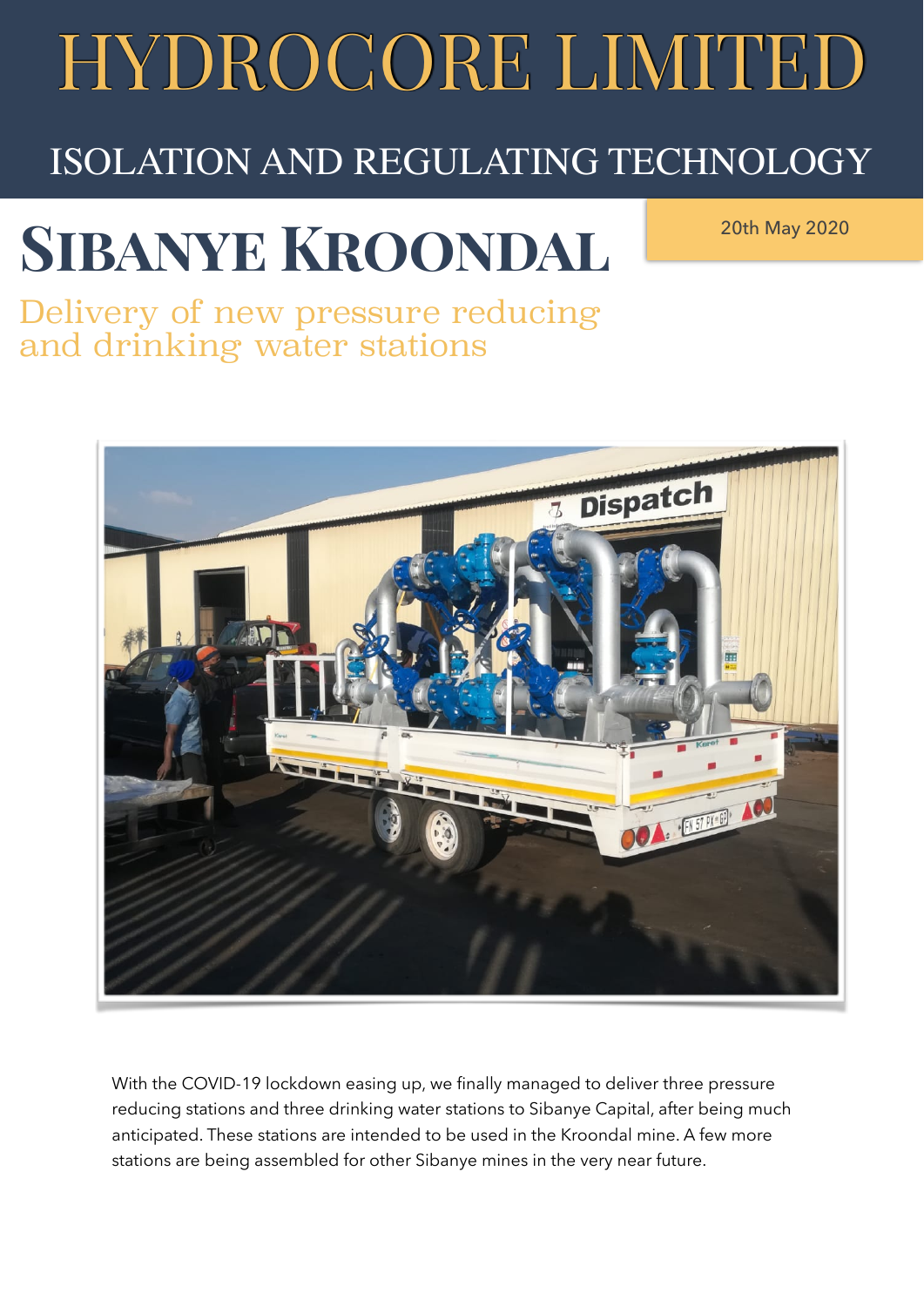# HYDROCORE LIMITED

## ISOLATION AND REGULATING TECHNOLOGY

# Sibanye Kroondal

20th May 2020

### Delivery of new pressure reducing and drinking water stations

With the COVID-19 lockdown easing up, we finally managed to deliver three pressure reducing stations and three drinking water stations to Sibanye Capital, after being much anticipated. These stations are intended to be used in the Kroondal mine. A few more stations are being assembled for other Sibanye mines in the very near future.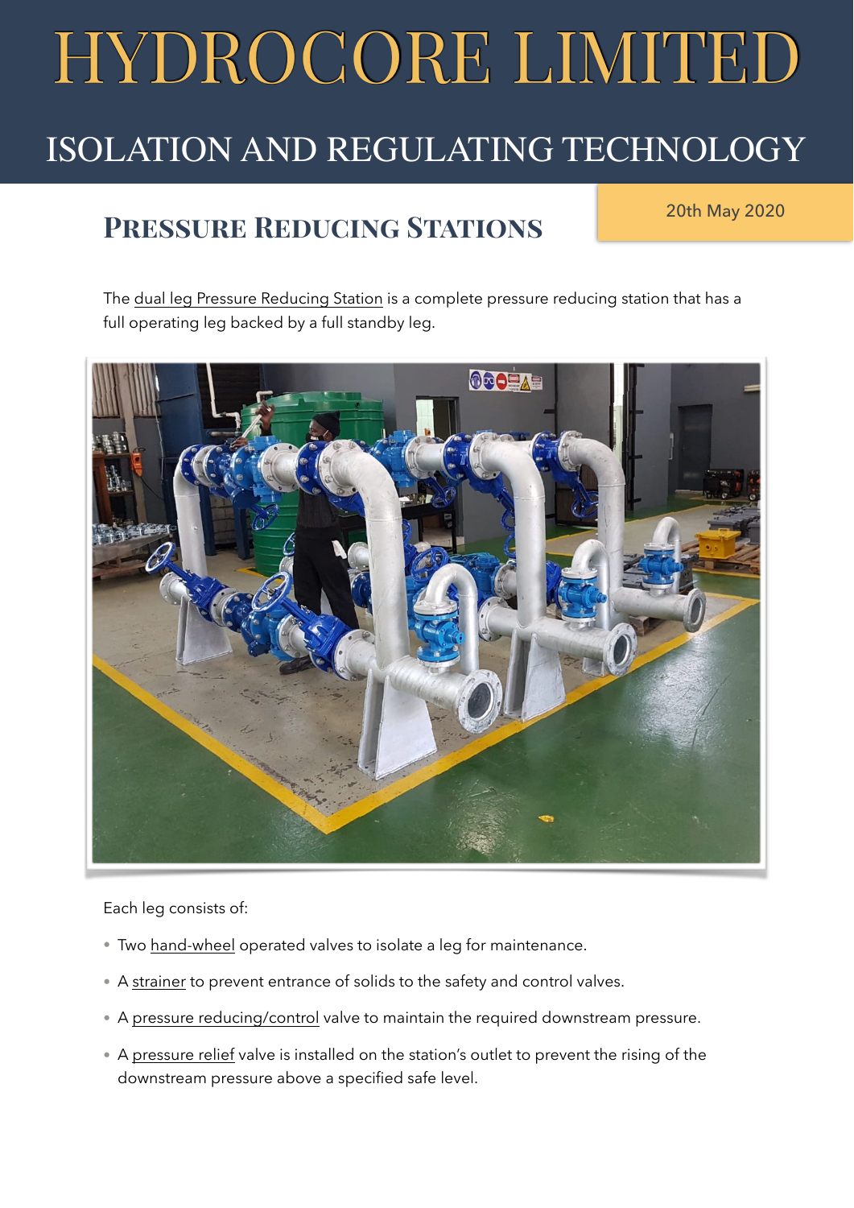# HYDROCORE LIMITED

## ISOLATION AND REGULATING TECHNOLOGY

## Pressure Reducing Stations

20th May 2020

The dual leg Pressure Reducing Station is a complete pressure reducing station that has a full operating leg backed by a full standby leg.

Each leg consists of:

- Two hand-wheel operated valves to isolate a leg for maintenance.
- A strainer to prevent entrance of solids to the safety and control valves.
- A pressure reducing/control valve to maintain the required downstream pressure.
- A pressure relief valve is installed on the station's outlet to prevent the rising of the downstream pressure above a specified safe level.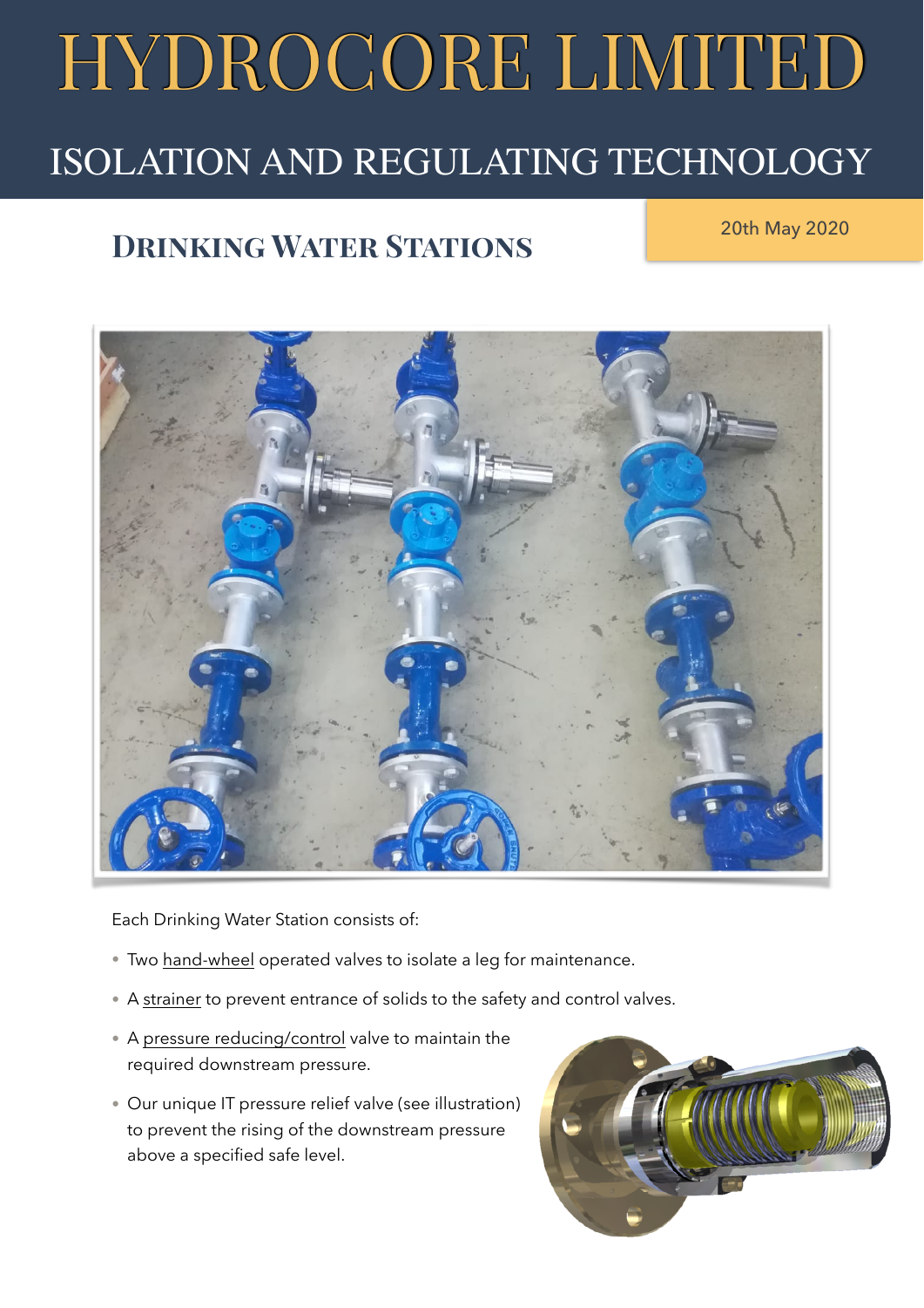# HYDROCORE LIMITED

## ISOLATION AND REGULATING TECHNOLOGY

### Drinking Water Stations

20th May 2020

Each Drinking Water Station consists of:

- Two hand-wheel operated valves to isolate a leg for maintenance.
- A strainer to prevent entrance of solids to the safety and control valves.
- A pressure reducing/control valve to maintain the required downstream pressure.
- Our unique IT pressure relief valve (see illustration) to prevent the rising of the downstream pressure above a specified safe level.